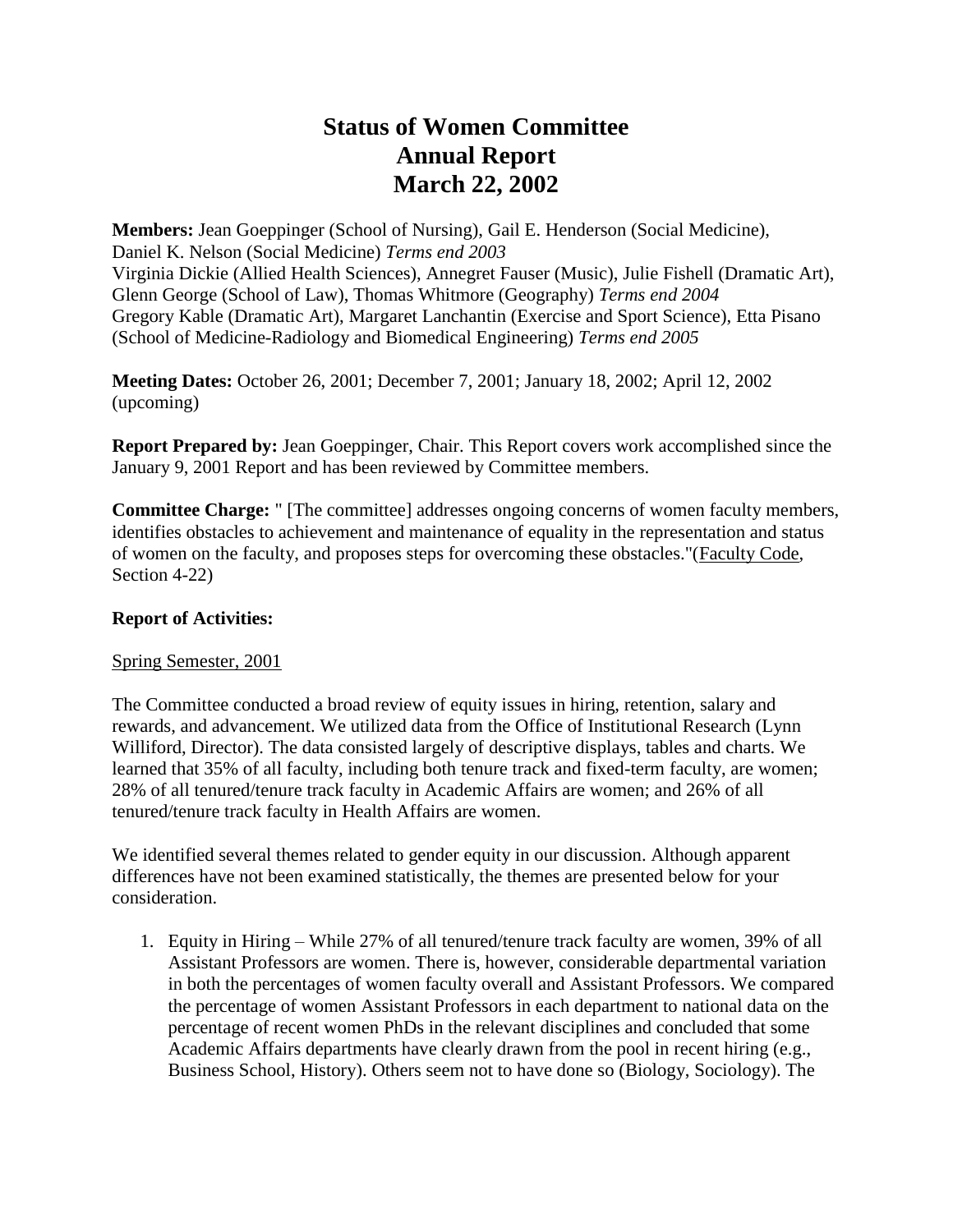# Status of Women Committee
# Annual Report
# March 22, 2002

**Members:** Jean Goeppinger (School of Nursing), Gail E. Henderson (Social Medicine), Daniel K. Nelson (Social Medicine) *Terms end 2003*
Virginia Dickie (Allied Health Sciences), Annegret Fauser (Music), Julie Fishell (Dramatic Art), Glenn George (School of Law), Thomas Whitmore (Geography) *Terms end 2004*
Gregory Kable (Dramatic Art), Margaret Lanchantin (Exercise and Sport Science), Etta Pisano (School of Medicine-Radiology and Biomedical Engineering) *Terms end 2005*

**Meeting Dates:** October 26, 2001; December 7, 2001; January 18, 2002; April 12, 2002 (upcoming)

**Report Prepared by:** Jean Goeppinger, Chair. This Report covers work accomplished since the January 9, 2001 Report and has been reviewed by Committee members.

**Committee Charge:** " [The committee] addresses ongoing concerns of women faculty members, identifies obstacles to achievement and maintenance of equality in the representation and status of women on the faculty, and proposes steps for overcoming these obstacles."(Faculty Code, Section 4-22)

**Report of Activities:**

Spring Semester, 2001

The Committee conducted a broad review of equity issues in hiring, retention, salary and rewards, and advancement. We utilized data from the Office of Institutional Research (Lynn Williford, Director). The data consisted largely of descriptive displays, tables and charts. We learned that 35% of all faculty, including both tenure track and fixed-term faculty, are women; 28% of all tenured/tenure track faculty in Academic Affairs are women; and 26% of all tenured/tenure track faculty in Health Affairs are women.

We identified several themes related to gender equity in our discussion. Although apparent differences have not been examined statistically, the themes are presented below for your consideration.

1. Equity in Hiring – While 27% of all tenured/tenure track faculty are women, 39% of all Assistant Professors are women. There is, however, considerable departmental variation in both the percentages of women faculty overall and Assistant Professors. We compared the percentage of women Assistant Professors in each department to national data on the percentage of recent women PhDs in the relevant disciplines and concluded that some Academic Affairs departments have clearly drawn from the pool in recent hiring (e.g., Business School, History). Others seem not to have done so (Biology, Sociology). The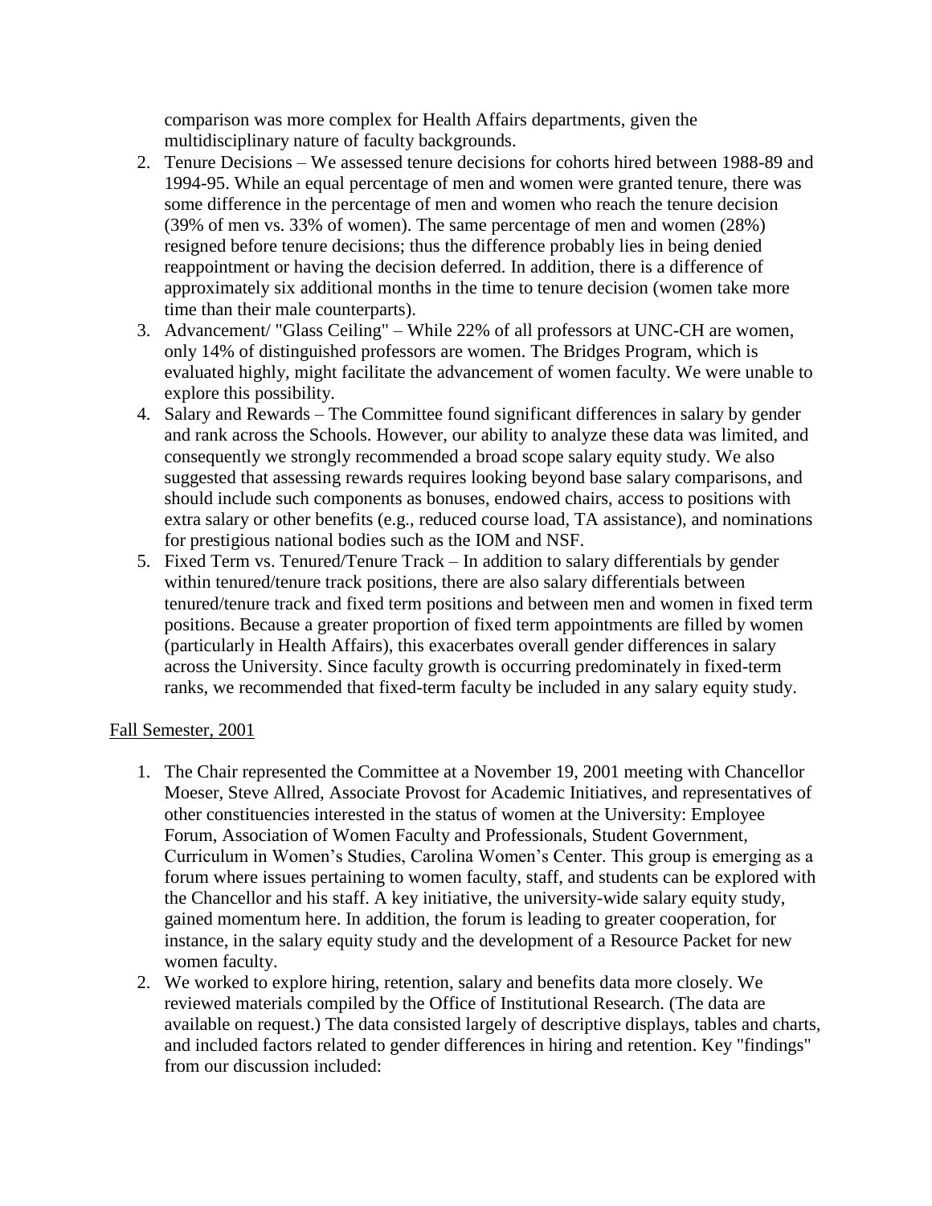comparison was more complex for Health Affairs departments, given the multidisciplinary nature of faculty backgrounds.

2. Tenure Decisions – We assessed tenure decisions for cohorts hired between 1988-89 and 1994-95. While an equal percentage of men and women were granted tenure, there was some difference in the percentage of men and women who reach the tenure decision (39% of men vs. 33% of women). The same percentage of men and women (28%) resigned before tenure decisions; thus the difference probably lies in being denied reappointment or having the decision deferred. In addition, there is a difference of approximately six additional months in the time to tenure decision (women take more time than their male counterparts).
3. Advancement/ "Glass Ceiling" – While 22% of all professors at UNC-CH are women, only 14% of distinguished professors are women. The Bridges Program, which is evaluated highly, might facilitate the advancement of women faculty. We were unable to explore this possibility.
4. Salary and Rewards – The Committee found significant differences in salary by gender and rank across the Schools. However, our ability to analyze these data was limited, and consequently we strongly recommended a broad scope salary equity study. We also suggested that assessing rewards requires looking beyond base salary comparisons, and should include such components as bonuses, endowed chairs, access to positions with extra salary or other benefits (e.g., reduced course load, TA assistance), and nominations for prestigious national bodies such as the IOM and NSF.
5. Fixed Term vs. Tenured/Tenure Track – In addition to salary differentials by gender within tenured/tenure track positions, there are also salary differentials between tenured/tenure track and fixed term positions and between men and women in fixed term positions. Because a greater proportion of fixed term appointments are filled by women (particularly in Health Affairs), this exacerbates overall gender differences in salary across the University. Since faculty growth is occurring predominately in fixed-term ranks, we recommended that fixed-term faculty be included in any salary equity study.

<u>Fall Semester, 2001</u>

1. The Chair represented the Committee at a November 19, 2001 meeting with Chancellor Moeser, Steve Allred, Associate Provost for Academic Initiatives, and representatives of other constituencies interested in the status of women at the University: Employee Forum, Association of Women Faculty and Professionals, Student Government, Curriculum in Women's Studies, Carolina Women's Center. This group is emerging as a forum where issues pertaining to women faculty, staff, and students can be explored with the Chancellor and his staff. A key initiative, the university-wide salary equity study, gained momentum here. In addition, the forum is leading to greater cooperation, for instance, in the salary equity study and the development of a Resource Packet for new women faculty.
2. We worked to explore hiring, retention, salary and benefits data more closely. We reviewed materials compiled by the Office of Institutional Research. (The data are available on request.) The data consisted largely of descriptive displays, tables and charts, and included factors related to gender differences in hiring and retention. Key "findings" from our discussion included: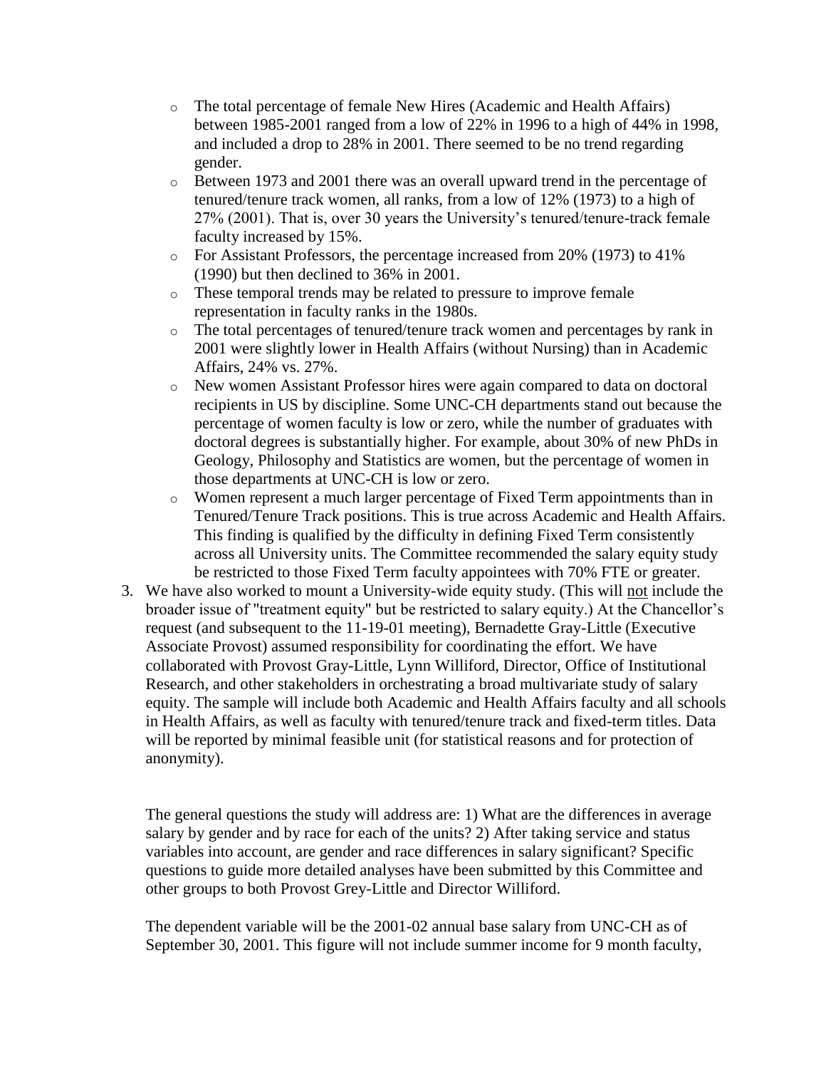- The total percentage of female New Hires (Academic and Health Affairs) between 1985-2001 ranged from a low of 22% in 1996 to a high of 44% in 1998, and included a drop to 28% in 2001. There seemed to be no trend regarding gender.
- Between 1973 and 2001 there was an overall upward trend in the percentage of tenured/tenure track women, all ranks, from a low of 12% (1973) to a high of 27% (2001). That is, over 30 years the University's tenured/tenure-track female faculty increased by 15%.
- For Assistant Professors, the percentage increased from 20% (1973) to 41% (1990) but then declined to 36% in 2001.
- These temporal trends may be related to pressure to improve female representation in faculty ranks in the 1980s.
- The total percentages of tenured/tenure track women and percentages by rank in 2001 were slightly lower in Health Affairs (without Nursing) than in Academic Affairs, 24% vs. 27%.
- New women Assistant Professor hires were again compared to data on doctoral recipients in US by discipline. Some UNC-CH departments stand out because the percentage of women faculty is low or zero, while the number of graduates with doctoral degrees is substantially higher. For example, about 30% of new PhDs in Geology, Philosophy and Statistics are women, but the percentage of women in those departments at UNC-CH is low or zero.
- Women represent a much larger percentage of Fixed Term appointments than in Tenured/Tenure Track positions. This is true across Academic and Health Affairs. This finding is qualified by the difficulty in defining Fixed Term consistently across all University units. The Committee recommended the salary equity study be restricted to those Fixed Term faculty appointees with 70% FTE or greater.

3. We have also worked to mount a University-wide equity study. (This will <u>not</u> include the broader issue of "treatment equity" but be restricted to salary equity.) At the Chancellor's request (and subsequent to the 11-19-01 meeting), Bernadette Gray-Little (Executive Associate Provost) assumed responsibility for coordinating the effort. We have collaborated with Provost Gray-Little, Lynn Williford, Director, Office of Institutional Research, and other stakeholders in orchestrating a broad multivariate study of salary equity. The sample will include both Academic and Health Affairs faculty and all schools in Health Affairs, as well as faculty with tenured/tenure track and fixed-term titles. Data will be reported by minimal feasible unit (for statistical reasons and for protection of anonymity).

   The general questions the study will address are: 1) What are the differences in average salary by gender and by race for each of the units? 2) After taking service and status variables into account, are gender and race differences in salary significant? Specific questions to guide more detailed analyses have been submitted by this Committee and other groups to both Provost Grey-Little and Director Williford.

   The dependent variable will be the 2001-02 annual base salary from UNC-CH as of September 30, 2001. This figure will not include summer income for 9 month faculty,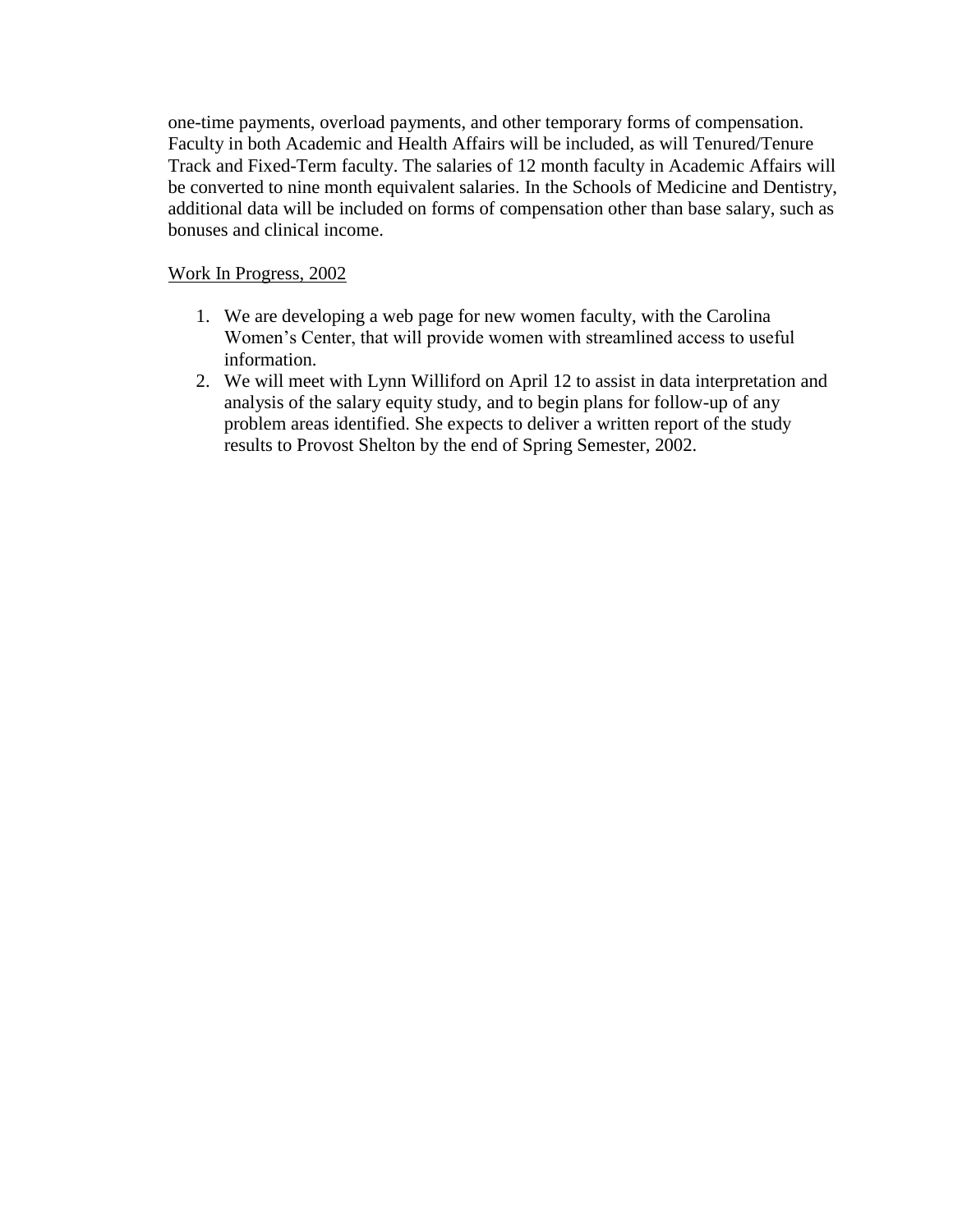one-time payments, overload payments, and other temporary forms of compensation. Faculty in both Academic and Health Affairs will be included, as will Tenured/Tenure Track and Fixed-Term faculty. The salaries of 12 month faculty in Academic Affairs will be converted to nine month equivalent salaries. In the Schools of Medicine and Dentistry, additional data will be included on forms of compensation other than base salary, such as bonuses and clinical income.

Work In Progress, 2002

1. We are developing a web page for new women faculty, with the Carolina Women's Center, that will provide women with streamlined access to useful information.
2. We will meet with Lynn Williford on April 12 to assist in data interpretation and analysis of the salary equity study, and to begin plans for follow-up of any problem areas identified. She expects to deliver a written report of the study results to Provost Shelton by the end of Spring Semester, 2002.